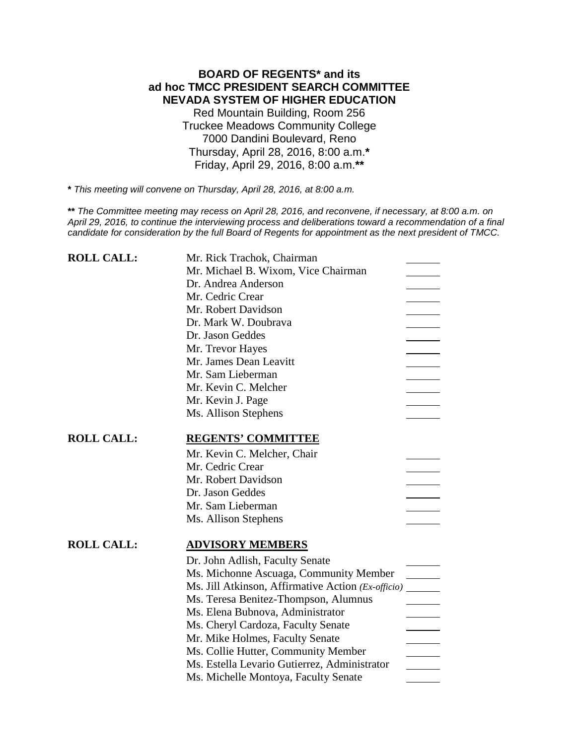# BOARD OF REGENTS* and its ad hoc TMCC PRESIDENT SEARCH COMMITTEE NEVADA SYSTEM OF HIGHER EDUCATION

Red Mountain Building, Room 256
Truckee Meadows Community College
7000 Dandini Boulevard, Reno
Thursday, April 28, 2016, 8:00 a.m.*
Friday, April 29, 2016, 8:00 a.m.**

*** *This meeting will convene on Thursday, April 28, 2016, at 8:00 a.m.*

**** *The Committee meeting may recess on April 28, 2016, and reconvene, if necessary, at 8:00 a.m. on April 29, 2016, to continue the interviewing process and deliberations toward a recommendation of a final candidate for consideration by the full Board of Regents for appointment as the next president of TMCC.*

**ROLL CALL:**

Mr. Rick Trachok, Chairman \_\_\_\_\_\_
Mr. Michael B. Wixom, Vice Chairman \_\_\_\_\_\_
Dr. Andrea Anderson \_\_\_\_\_\_
Mr. Cedric Crear \_\_\_\_\_\_
Mr. Robert Davidson \_\_\_\_\_\_
Dr. Mark W. Doubrava \_\_\_\_\_\_
Dr. Jason Geddes \_\_\_\_\_\_
Mr. Trevor Hayes \_\_\_\_\_\_
Mr. James Dean Leavitt \_\_\_\_\_\_
Mr. Sam Lieberman \_\_\_\_\_\_
Mr. Kevin C. Melcher \_\_\_\_\_\_
Mr. Kevin J. Page \_\_\_\_\_\_
Ms. Allison Stephens \_\_\_\_\_\_

**ROLL CALL:** **REGENTS' COMMITTEE**

Mr. Kevin C. Melcher, Chair \_\_\_\_\_\_
Mr. Cedric Crear \_\_\_\_\_\_
Mr. Robert Davidson \_\_\_\_\_\_
Dr. Jason Geddes \_\_\_\_\_\_
Mr. Sam Lieberman \_\_\_\_\_\_
Ms. Allison Stephens \_\_\_\_\_\_

**ROLL CALL:** **ADVISORY MEMBERS**

Dr. John Adlish, Faculty Senate \_\_\_\_\_\_
Ms. Michonne Ascuaga, Community Member \_\_\_\_\_\_
Ms. Jill Atkinson, Affirmative Action *(Ex-officio)* \_\_\_\_\_\_
Ms. Teresa Benitez-Thompson, Alumnus \_\_\_\_\_\_
Ms. Elena Bubnova, Administrator \_\_\_\_\_\_
Ms. Cheryl Cardoza, Faculty Senate \_\_\_\_\_\_
Mr. Mike Holmes, Faculty Senate \_\_\_\_\_\_
Ms. Collie Hutter, Community Member \_\_\_\_\_\_
Ms. Estella Levario Gutierrez, Administrator \_\_\_\_\_\_
Ms. Michelle Montoya, Faculty Senate \_\_\_\_\_\_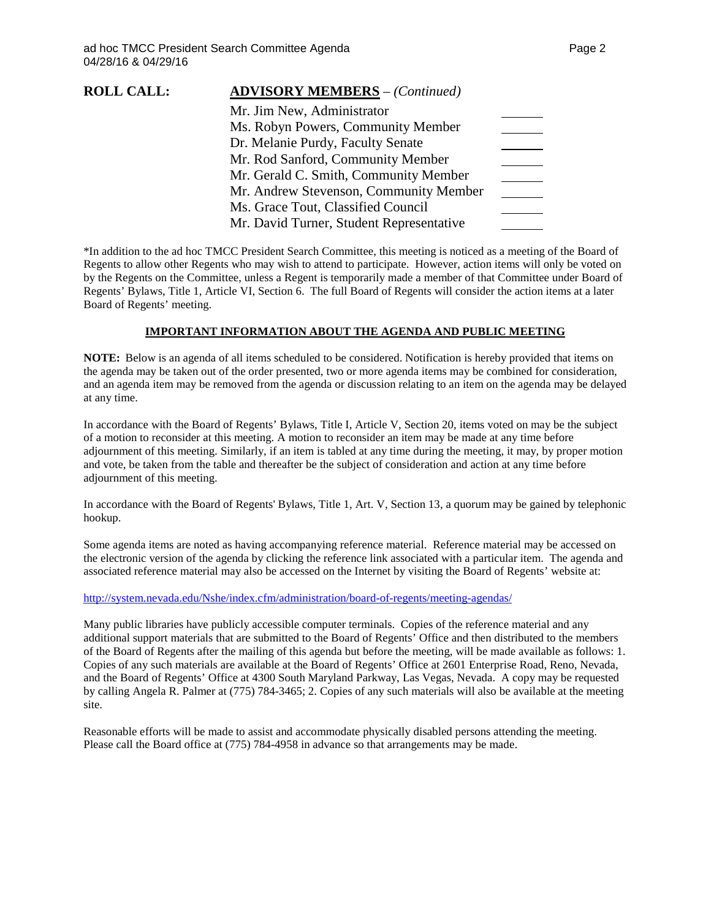**ROLL CALL:** **ADVISORY MEMBERS** – *(Continued)*

| | |
|---|---|
| Mr. Jim New, Administrator | _______ |
| Ms. Robyn Powers, Community Member | _______ |
| Dr. Melanie Purdy, Faculty Senate | _______ |
| Mr. Rod Sanford, Community Member | _______ |
| Mr. Gerald C. Smith, Community Member | _______ |
| Mr. Andrew Stevenson, Community Member | _______ |
| Ms. Grace Tout, Classified Council | _______ |
| Mr. David Turner, Student Representative | _______ |

*In addition to the ad hoc TMCC President Search Committee, this meeting is noticed as a meeting of the Board of Regents to allow other Regents who may wish to attend to participate. However, action items will only be voted on by the Regents on the Committee, unless a Regent is temporarily made a member of that Committee under Board of Regents' Bylaws, Title 1, Article VI, Section 6. The full Board of Regents will consider the action items at a later Board of Regents' meeting.

**IMPORTANT INFORMATION ABOUT THE AGENDA AND PUBLIC MEETING**

**NOTE:** Below is an agenda of all items scheduled to be considered. Notification is hereby provided that items on the agenda may be taken out of the order presented, two or more agenda items may be combined for consideration, and an agenda item may be removed from the agenda or discussion relating to an item on the agenda may be delayed at any time.

In accordance with the Board of Regents' Bylaws, Title I, Article V, Section 20, items voted on may be the subject of a motion to reconsider at this meeting. A motion to reconsider an item may be made at any time before adjournment of this meeting. Similarly, if an item is tabled at any time during the meeting, it may, by proper motion and vote, be taken from the table and thereafter be the subject of consideration and action at any time before adjournment of this meeting.

In accordance with the Board of Regents' Bylaws, Title 1, Art. V, Section 13, a quorum may be gained by telephonic hookup.

Some agenda items are noted as having accompanying reference material. Reference material may be accessed on the electronic version of the agenda by clicking the reference link associated with a particular item. The agenda and associated reference material may also be accessed on the Internet by visiting the Board of Regents' website at:

http://system.nevada.edu/Nshe/index.cfm/administration/board-of-regents/meeting-agendas/

Many public libraries have publicly accessible computer terminals. Copies of the reference material and any additional support materials that are submitted to the Board of Regents' Office and then distributed to the members of the Board of Regents after the mailing of this agenda but before the meeting, will be made available as follows: 1. Copies of any such materials are available at the Board of Regents' Office at 2601 Enterprise Road, Reno, Nevada, and the Board of Regents' Office at 4300 South Maryland Parkway, Las Vegas, Nevada. A copy may be requested by calling Angela R. Palmer at (775) 784-3465; 2. Copies of any such materials will also be available at the meeting site.

Reasonable efforts will be made to assist and accommodate physically disabled persons attending the meeting. Please call the Board office at (775) 784-4958 in advance so that arrangements may be made.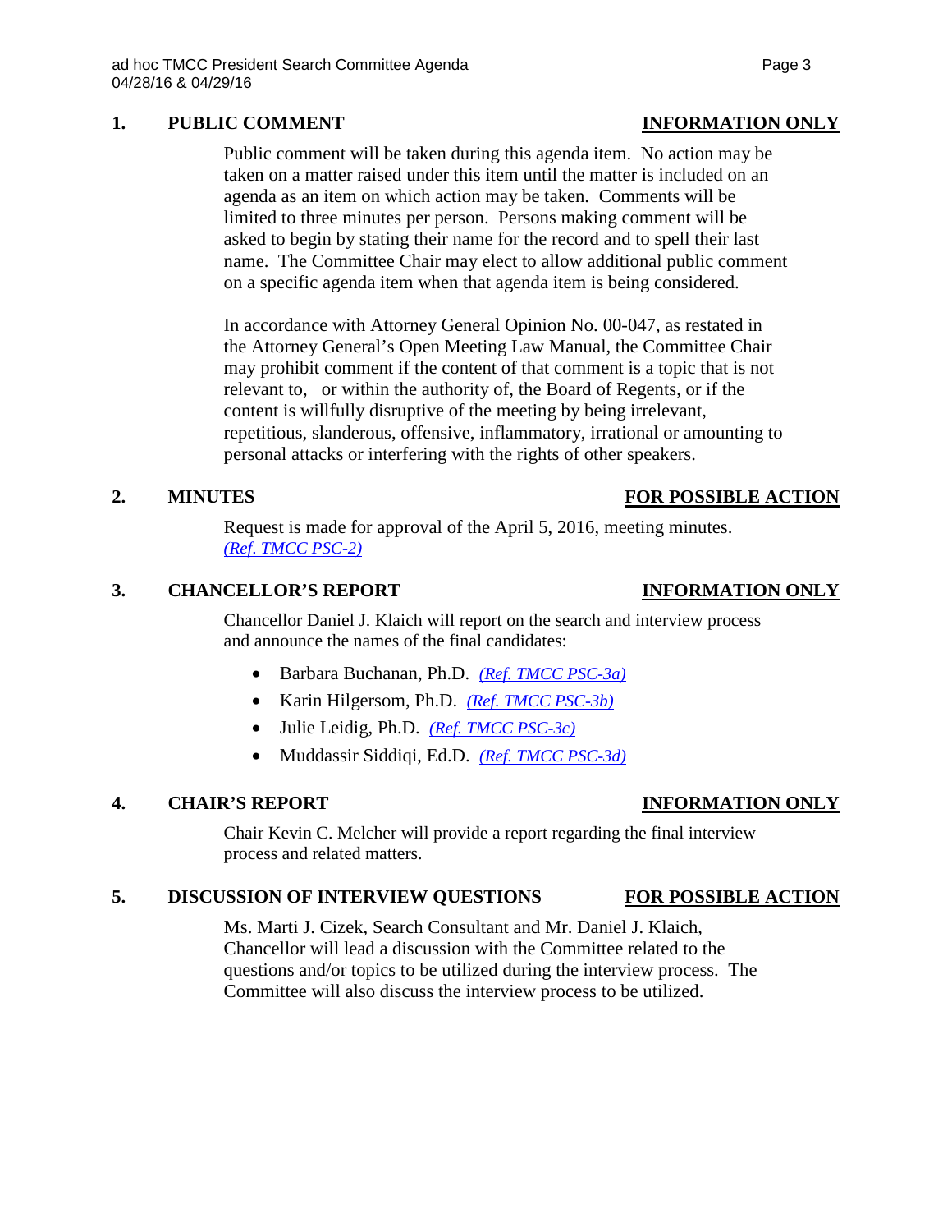## 1. PUBLIC COMMENT — INFORMATION ONLY

Public comment will be taken during this agenda item. No action may be taken on a matter raised under this item until the matter is included on an agenda as an item on which action may be taken. Comments will be limited to three minutes per person. Persons making comment will be asked to begin by stating their name for the record and to spell their last name. The Committee Chair may elect to allow additional public comment on a specific agenda item when that agenda item is being considered.

In accordance with Attorney General Opinion No. 00-047, as restated in the Attorney General's Open Meeting Law Manual, the Committee Chair may prohibit comment if the content of that comment is a topic that is not relevant to, or within the authority of, the Board of Regents, or if the content is willfully disruptive of the meeting by being irrelevant, repetitious, slanderous, offensive, inflammatory, irrational or amounting to personal attacks or interfering with the rights of other speakers.

## 2. MINUTES — FOR POSSIBLE ACTION

Request is made for approval of the April 5, 2016, meeting minutes. *(Ref. TMCC PSC-2)*

## 3. CHANCELLOR'S REPORT — INFORMATION ONLY

Chancellor Daniel J. Klaich will report on the search and interview process and announce the names of the final candidates:

- Barbara Buchanan, Ph.D. *(Ref. TMCC PSC-3a)*
- Karin Hilgersom, Ph.D. *(Ref. TMCC PSC-3b)*
- Julie Leidig, Ph.D. *(Ref. TMCC PSC-3c)*
- Muddassir Siddiqi, Ed.D. *(Ref. TMCC PSC-3d)*

## 4. CHAIR'S REPORT — INFORMATION ONLY

Chair Kevin C. Melcher will provide a report regarding the final interview process and related matters.

## 5. DISCUSSION OF INTERVIEW QUESTIONS — FOR POSSIBLE ACTION

Ms. Marti J. Cizek, Search Consultant and Mr. Daniel J. Klaich, Chancellor will lead a discussion with the Committee related to the questions and/or topics to be utilized during the interview process. The Committee will also discuss the interview process to be utilized.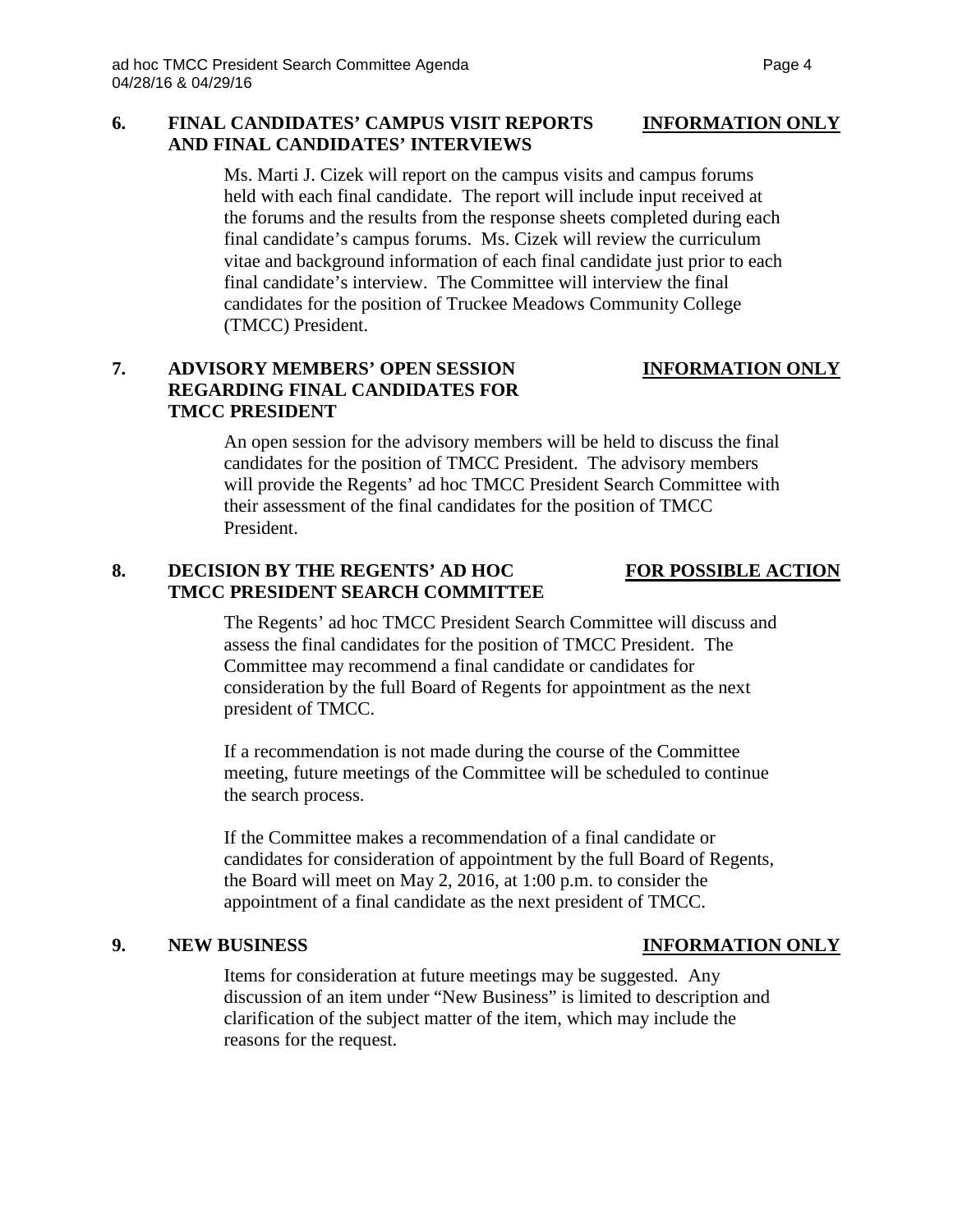## 6. FINAL CANDIDATES' CAMPUS VISIT REPORTS AND FINAL CANDIDATES' INTERVIEWS — INFORMATION ONLY

Ms. Marti J. Cizek will report on the campus visits and campus forums held with each final candidate. The report will include input received at the forums and the results from the response sheets completed during each final candidate's campus forums. Ms. Cizek will review the curriculum vitae and background information of each final candidate just prior to each final candidate's interview. The Committee will interview the final candidates for the position of Truckee Meadows Community College (TMCC) President.

## 7. ADVISORY MEMBERS' OPEN SESSION REGARDING FINAL CANDIDATES FOR TMCC PRESIDENT — INFORMATION ONLY

An open session for the advisory members will be held to discuss the final candidates for the position of TMCC President. The advisory members will provide the Regents' ad hoc TMCC President Search Committee with their assessment of the final candidates for the position of TMCC President.

## 8. DECISION BY THE REGENTS' AD HOC TMCC PRESIDENT SEARCH COMMITTEE — FOR POSSIBLE ACTION

The Regents' ad hoc TMCC President Search Committee will discuss and assess the final candidates for the position of TMCC President. The Committee may recommend a final candidate or candidates for consideration by the full Board of Regents for appointment as the next president of TMCC.

If a recommendation is not made during the course of the Committee meeting, future meetings of the Committee will be scheduled to continue the search process.

If the Committee makes a recommendation of a final candidate or candidates for consideration of appointment by the full Board of Regents, the Board will meet on May 2, 2016, at 1:00 p.m. to consider the appointment of a final candidate as the next president of TMCC.

## 9. NEW BUSINESS — INFORMATION ONLY

Items for consideration at future meetings may be suggested. Any discussion of an item under "New Business" is limited to description and clarification of the subject matter of the item, which may include the reasons for the request.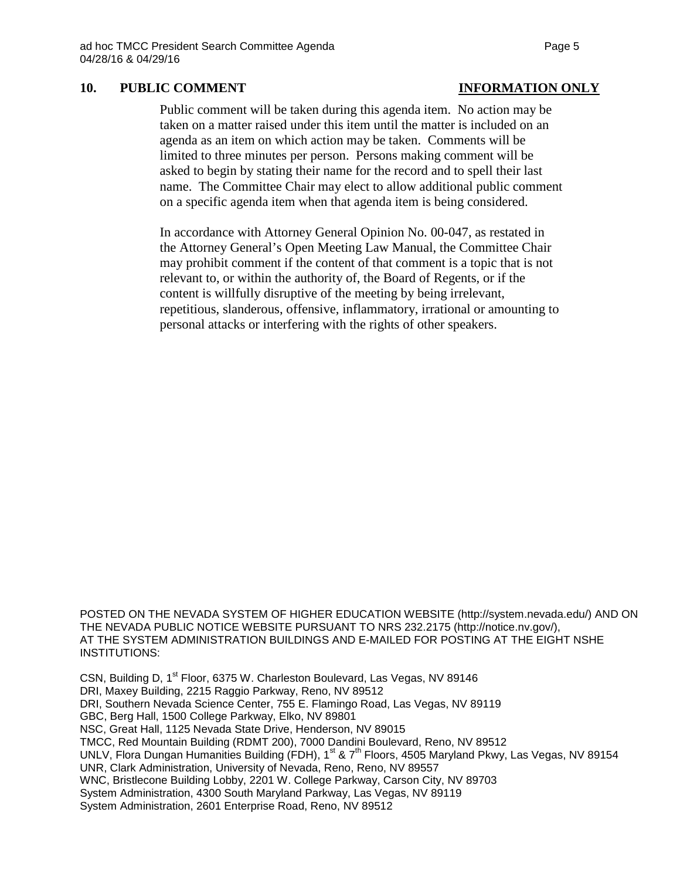## 10. PUBLIC COMMENT — INFORMATION ONLY

Public comment will be taken during this agenda item. No action may be taken on a matter raised under this item until the matter is included on an agenda as an item on which action may be taken. Comments will be limited to three minutes per person. Persons making comment will be asked to begin by stating their name for the record and to spell their last name. The Committee Chair may elect to allow additional public comment on a specific agenda item when that agenda item is being considered.

In accordance with Attorney General Opinion No. 00-047, as restated in the Attorney General's Open Meeting Law Manual, the Committee Chair may prohibit comment if the content of that comment is a topic that is not relevant to, or within the authority of, the Board of Regents, or if the content is willfully disruptive of the meeting by being irrelevant, repetitious, slanderous, offensive, inflammatory, irrational or amounting to personal attacks or interfering with the rights of other speakers.

POSTED ON THE NEVADA SYSTEM OF HIGHER EDUCATION WEBSITE (http://system.nevada.edu/) AND ON THE NEVADA PUBLIC NOTICE WEBSITE PURSUANT TO NRS 232.2175 (http://notice.nv.gov/), AT THE SYSTEM ADMINISTRATION BUILDINGS AND E-MAILED FOR POSTING AT THE EIGHT NSHE INSTITUTIONS:

CSN, Building D, 1st Floor, 6375 W. Charleston Boulevard, Las Vegas, NV 89146
DRI, Maxey Building, 2215 Raggio Parkway, Reno, NV 89512
DRI, Southern Nevada Science Center, 755 E. Flamingo Road, Las Vegas, NV 89119
GBC, Berg Hall, 1500 College Parkway, Elko, NV 89801
NSC, Great Hall, 1125 Nevada State Drive, Henderson, NV 89015
TMCC, Red Mountain Building (RDMT 200), 7000 Dandini Boulevard, Reno, NV 89512
UNLV, Flora Dungan Humanities Building (FDH), 1st & 7th Floors, 4505 Maryland Pkwy, Las Vegas, NV 89154
UNR, Clark Administration, University of Nevada, Reno, Reno, NV 89557
WNC, Bristlecone Building Lobby, 2201 W. College Parkway, Carson City, NV 89703
System Administration, 4300 South Maryland Parkway, Las Vegas, NV 89119
System Administration, 2601 Enterprise Road, Reno, NV 89512